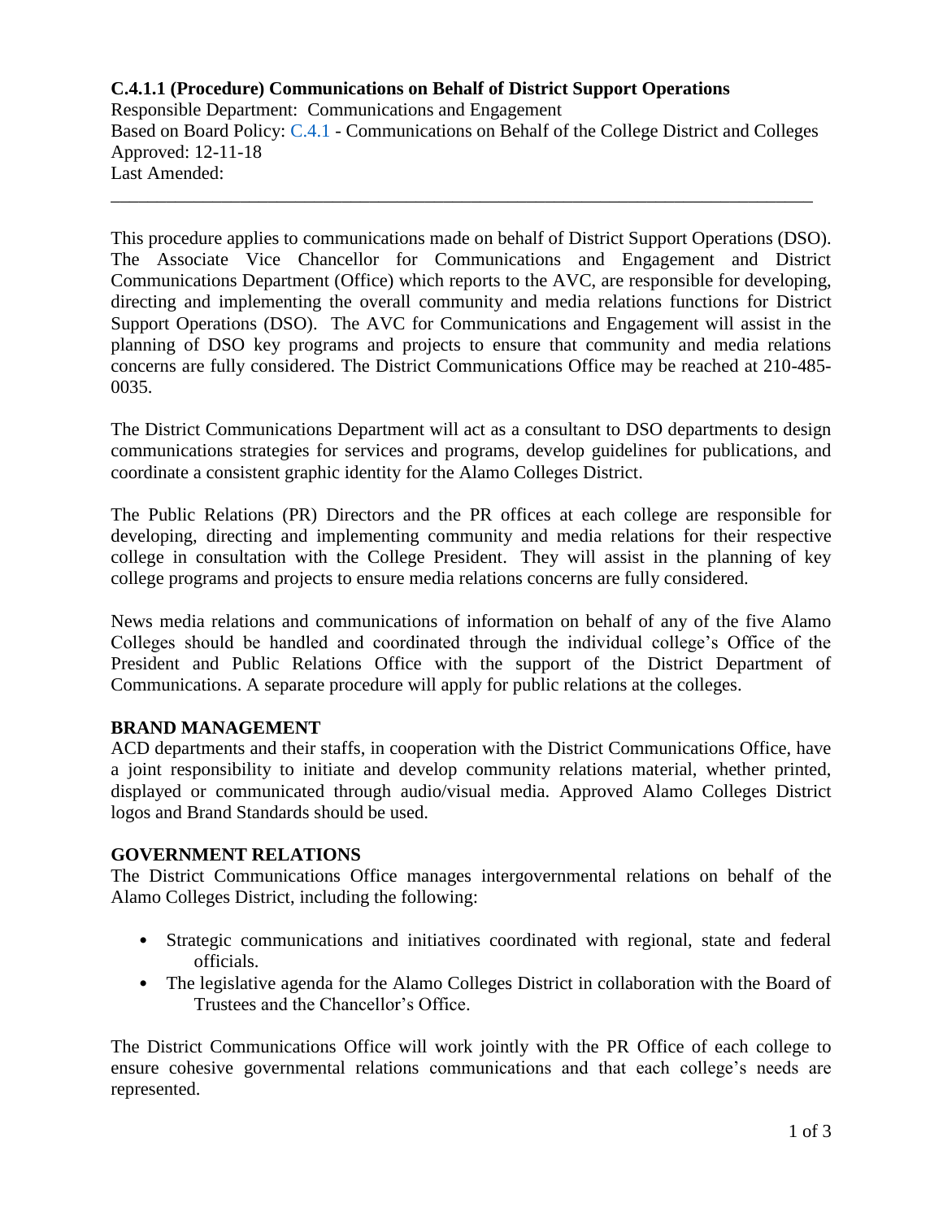**C.4.1.1 (Procedure) Communications on Behalf of District Support Operations**

Responsible Department: Communications and Engagement
Based on Board Policy: C.4.1 - Communications on Behalf of the College District and Colleges
Approved: 12-11-18
Last Amended:

---

This procedure applies to communications made on behalf of District Support Operations (DSO). The Associate Vice Chancellor for Communications and Engagement and District Communications Department (Office) which reports to the AVC, are responsible for developing, directing and implementing the overall community and media relations functions for District Support Operations (DSO). The AVC for Communications and Engagement will assist in the planning of DSO key programs and projects to ensure that community and media relations concerns are fully considered. The District Communications Office may be reached at 210-485-0035.

The District Communications Department will act as a consultant to DSO departments to design communications strategies for services and programs, develop guidelines for publications, and coordinate a consistent graphic identity for the Alamo Colleges District.

The Public Relations (PR) Directors and the PR offices at each college are responsible for developing, directing and implementing community and media relations for their respective college in consultation with the College President. They will assist in the planning of key college programs and projects to ensure media relations concerns are fully considered.

News media relations and communications of information on behalf of any of the five Alamo Colleges should be handled and coordinated through the individual college's Office of the President and Public Relations Office with the support of the District Department of Communications. A separate procedure will apply for public relations at the colleges.

**BRAND MANAGEMENT**

ACD departments and their staffs, in cooperation with the District Communications Office, have a joint responsibility to initiate and develop community relations material, whether printed, displayed or communicated through audio/visual media. Approved Alamo Colleges District logos and Brand Standards should be used.

**GOVERNMENT RELATIONS**

The District Communications Office manages intergovernmental relations on behalf of the Alamo Colleges District, including the following:

- Strategic communications and initiatives coordinated with regional, state and federal officials.
- The legislative agenda for the Alamo Colleges District in collaboration with the Board of Trustees and the Chancellor's Office.

The District Communications Office will work jointly with the PR Office of each college to ensure cohesive governmental relations communications and that each college's needs are represented.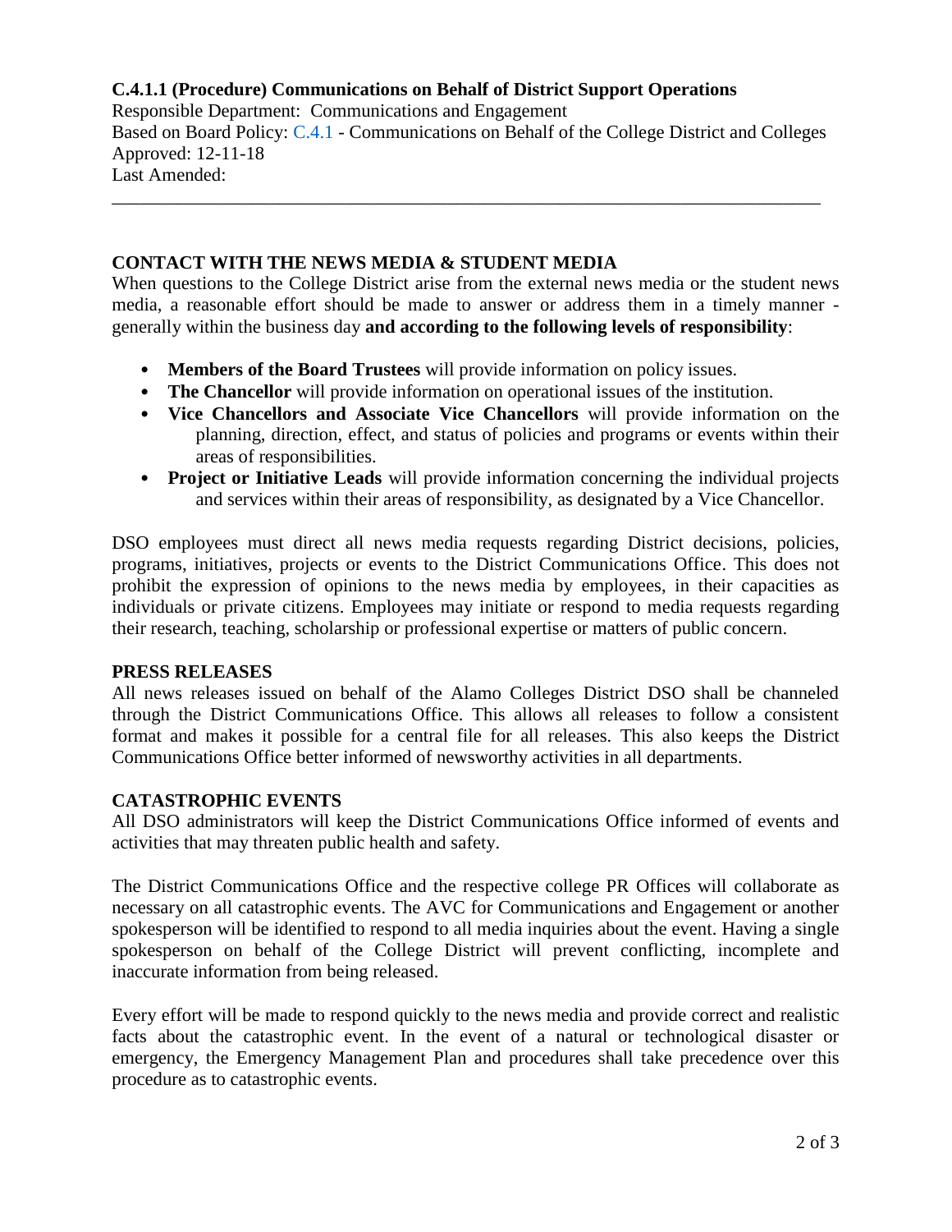**C.4.1.1 (Procedure) Communications on Behalf of District Support Operations**

Responsible Department: Communications and Engagement
Based on Board Policy: C.4.1 - Communications on Behalf of the College District and Colleges
Approved: 12-11-18
Last Amended:

---

## CONTACT WITH THE NEWS MEDIA & STUDENT MEDIA

When questions to the College District arise from the external news media or the student news media, a reasonable effort should be made to answer or address them in a timely manner - generally within the business day **and according to the following levels of responsibility**:

- **Members of the Board Trustees** will provide information on policy issues.
- **The Chancellor** will provide information on operational issues of the institution.
- **Vice Chancellors and Associate Vice Chancellors** will provide information on the planning, direction, effect, and status of policies and programs or events within their areas of responsibilities.
- **Project or Initiative Leads** will provide information concerning the individual projects and services within their areas of responsibility, as designated by a Vice Chancellor.

DSO employees must direct all news media requests regarding District decisions, policies, programs, initiatives, projects or events to the District Communications Office. This does not prohibit the expression of opinions to the news media by employees, in their capacities as individuals or private citizens. Employees may initiate or respond to media requests regarding their research, teaching, scholarship or professional expertise or matters of public concern.

## PRESS RELEASES

All news releases issued on behalf of the Alamo Colleges District DSO shall be channeled through the District Communications Office. This allows all releases to follow a consistent format and makes it possible for a central file for all releases. This also keeps the District Communications Office better informed of newsworthy activities in all departments.

## CATASTROPHIC EVENTS

All DSO administrators will keep the District Communications Office informed of events and activities that may threaten public health and safety.

The District Communications Office and the respective college PR Offices will collaborate as necessary on all catastrophic events. The AVC for Communications and Engagement or another spokesperson will be identified to respond to all media inquiries about the event. Having a single spokesperson on behalf of the College District will prevent conflicting, incomplete and inaccurate information from being released.

Every effort will be made to respond quickly to the news media and provide correct and realistic facts about the catastrophic event. In the event of a natural or technological disaster or emergency, the Emergency Management Plan and procedures shall take precedence over this procedure as to catastrophic events.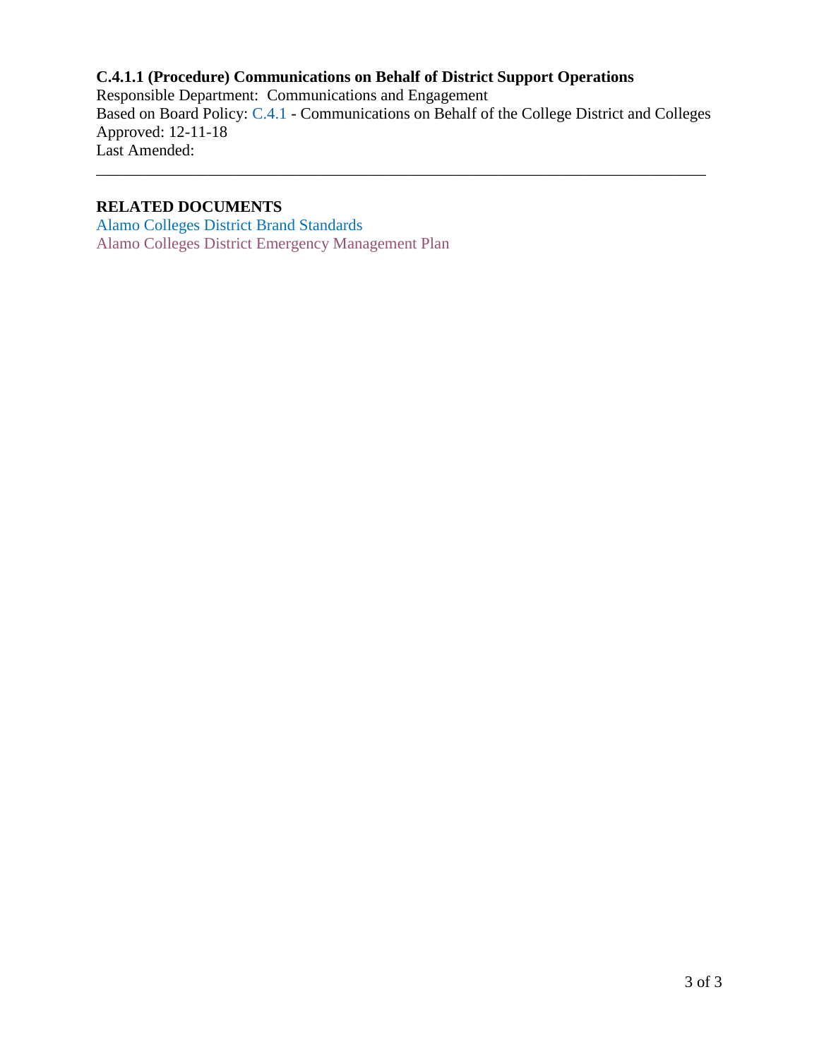**C.4.1.1 (Procedure) Communications on Behalf of District Support Operations**
Responsible Department: Communications and Engagement
Based on Board Policy: C.4.1 - Communications on Behalf of the College District and Colleges
Approved: 12-11-18
Last Amended:

---

## RELATED DOCUMENTS

Alamo Colleges District Brand Standards
Alamo Colleges District Emergency Management Plan